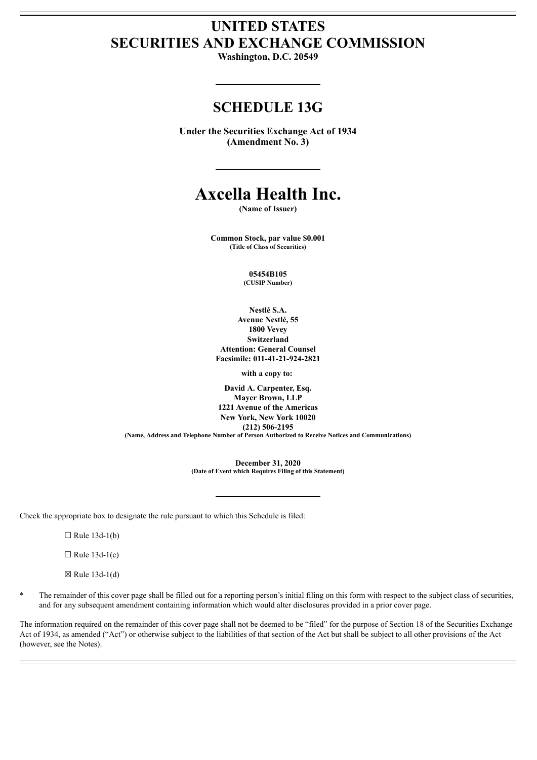# UNITED STATES
# SECURITIES AND EXCHANGE COMMISSION

**Washington, D.C. 20549**

---

## SCHEDULE 13G

**Under the Securities Exchange Act of 1934**
**(Amendment No. 3)**

---

# Axcella Health Inc.

**(Name of Issuer)**

**Common Stock, par value $0.001**
**(Title of Class of Securities)**

**05454B105**
**(CUSIP Number)**

**Nestlé S.A.**
**Avenue Nestlé, 55**
**1800 Vevey**
**Switzerland**
**Attention: General Counsel**
**Facsimile: 011-41-21-924-2821**

**with a copy to:**

**David A. Carpenter, Esq.**
**Mayer Brown, LLP**
**1221 Avenue of the Americas**
**New York, New York 10020**
**(212) 506-2195**
**(Name, Address and Telephone Number of Person Authorized to Receive Notices and Communications)**

**December 31, 2020**
**(Date of Event which Requires Filing of this Statement)**

---

Check the appropriate box to designate the rule pursuant to which this Schedule is filed:

☐ Rule 13d-1(b)

☐ Rule 13d-1(c)

☒ Rule 13d-1(d)

\* The remainder of this cover page shall be filled out for a reporting person's initial filing on this form with respect to the subject class of securities, and for any subsequent amendment containing information which would alter disclosures provided in a prior cover page.

The information required on the remainder of this cover page shall not be deemed to be "filed" for the purpose of Section 18 of the Securities Exchange Act of 1934, as amended ("Act") or otherwise subject to the liabilities of that section of the Act but shall be subject to all other provisions of the Act (however, see the Notes).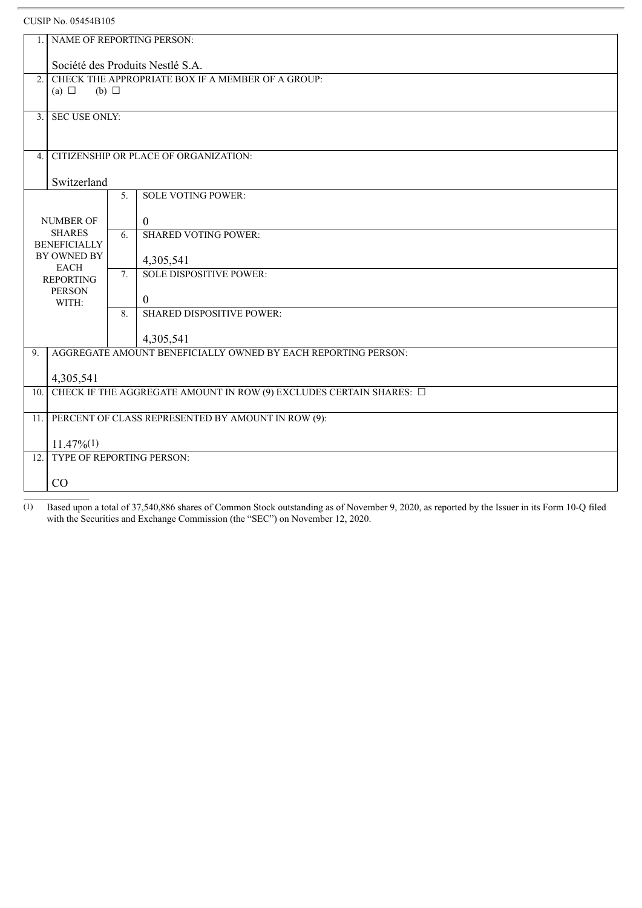CUSIP No. 05454B105

| | | | |
|---|---|---|---|
| 1. | NAME OF REPORTING PERSON:<br><br>Société des Produits Nestlé S.A. | | |
| 2. | CHECK THE APPROPRIATE BOX IF A MEMBER OF A GROUP:<br>(a) ☐ (b) ☐ | | |
| 3. | SEC USE ONLY: | | |
| 4. | CITIZENSHIP OR PLACE OF ORGANIZATION:<br><br>Switzerland | | |
| NUMBER OF SHARES BENEFICIALLY BY OWNED BY EACH REPORTING PERSON WITH: | | 5. | SOLE VOTING POWER:<br><br>0 |
| | | 6. | SHARED VOTING POWER:<br><br>4,305,541 |
| | | 7. | SOLE DISPOSITIVE POWER:<br><br>0 |
| | | 8. | SHARED DISPOSITIVE POWER:<br><br>4,305,541 |
| 9. | AGGREGATE AMOUNT BENEFICIALLY OWNED BY EACH REPORTING PERSON:<br><br>4,305,541 | | |
| 10. | CHECK IF THE AGGREGATE AMOUNT IN ROW (9) EXCLUDES CERTAIN SHARES: ☐ | | |
| 11. | PERCENT OF CLASS REPRESENTED BY AMOUNT IN ROW (9):<br><br>11.47%(1) | | |
| 12. | TYPE OF REPORTING PERSON:<br><br>CO | | |

(1) Based upon a total of 37,540,886 shares of Common Stock outstanding as of November 9, 2020, as reported by the Issuer in its Form 10-Q filed with the Securities and Exchange Commission (the "SEC") on November 12, 2020.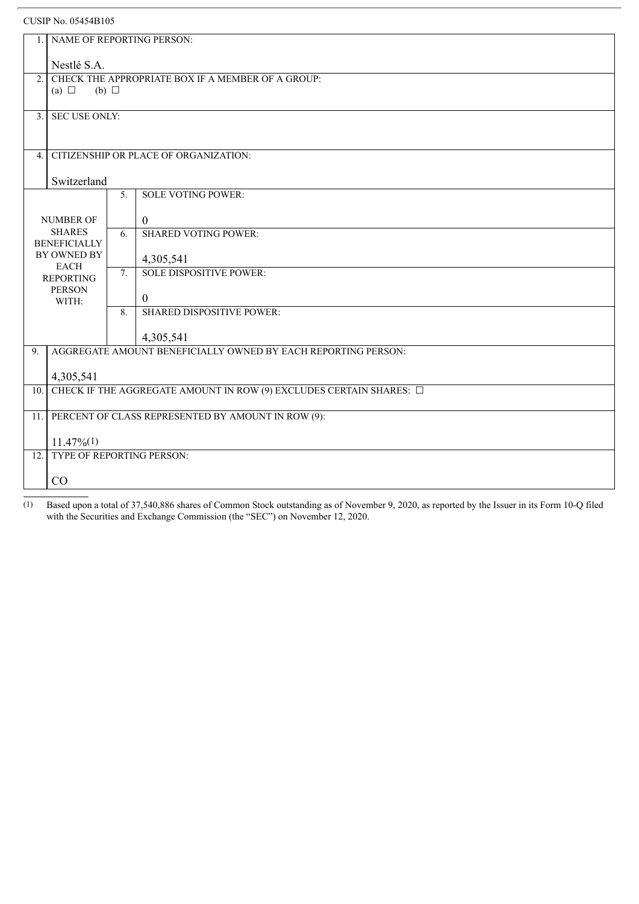CUSIP No. 05454B105

| | | | |
|---|---|---|---|
| 1. | NAME OF REPORTING PERSON:<br><br>Nestlé S.A. | | |
| 2. | CHECK THE APPROPRIATE BOX IF A MEMBER OF A GROUP:<br>(a) ☐ (b) ☐ | | |
| 3. | SEC USE ONLY: | | |
| 4. | CITIZENSHIP OR PLACE OF ORGANIZATION:<br><br>Switzerland | | |
| NUMBER OF SHARES BENEFICIALLY BY OWNED BY EACH REPORTING PERSON WITH: | | 5. | SOLE VOTING POWER:<br><br>0 |
| | | 6. | SHARED VOTING POWER:<br><br>4,305,541 |
| | | 7. | SOLE DISPOSITIVE POWER:<br><br>0 |
| | | 8. | SHARED DISPOSITIVE POWER:<br><br>4,305,541 |
| 9. | AGGREGATE AMOUNT BENEFICIALLY OWNED BY EACH REPORTING PERSON:<br><br>4,305,541 | | |
| 10. | CHECK IF THE AGGREGATE AMOUNT IN ROW (9) EXCLUDES CERTAIN SHARES: ☐ | | |
| 11. | PERCENT OF CLASS REPRESENTED BY AMOUNT IN ROW (9):<br><br>11.47%(1) | | |
| 12. | TYPE OF REPORTING PERSON:<br><br>CO | | |

(1) Based upon a total of 37,540,886 shares of Common Stock outstanding as of November 9, 2020, as reported by the Issuer in its Form 10-Q filed with the Securities and Exchange Commission (the "SEC") on November 12, 2020.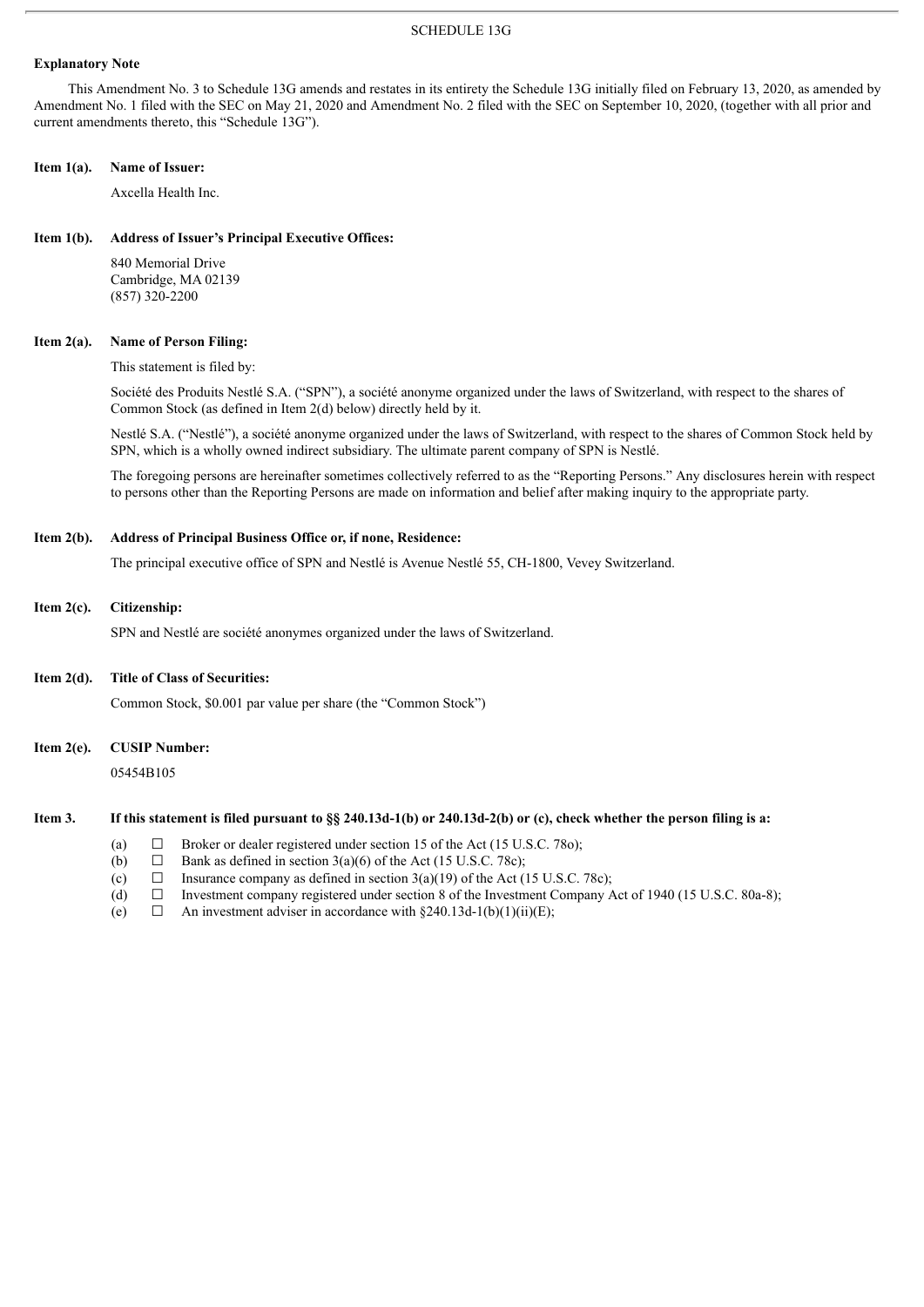SCHEDULE 13G

**Explanatory Note**

This Amendment No. 3 to Schedule 13G amends and restates in its entirety the Schedule 13G initially filed on February 13, 2020, as amended by Amendment No. 1 filed with the SEC on May 21, 2020 and Amendment No. 2 filed with the SEC on September 10, 2020, (together with all prior and current amendments thereto, this "Schedule 13G").

**Item 1(a). Name of Issuer:**

Axcella Health Inc.

**Item 1(b). Address of Issuer's Principal Executive Offices:**

840 Memorial Drive
Cambridge, MA 02139
(857) 320-2200

**Item 2(a). Name of Person Filing:**

This statement is filed by:

Société des Produits Nestlé S.A. ("SPN"), a société anonyme organized under the laws of Switzerland, with respect to the shares of Common Stock (as defined in Item 2(d) below) directly held by it.

Nestlé S.A. ("Nestlé"), a société anonyme organized under the laws of Switzerland, with respect to the shares of Common Stock held by SPN, which is a wholly owned indirect subsidiary. The ultimate parent company of SPN is Nestlé.

The foregoing persons are hereinafter sometimes collectively referred to as the "Reporting Persons." Any disclosures herein with respect to persons other than the Reporting Persons are made on information and belief after making inquiry to the appropriate party.

**Item 2(b). Address of Principal Business Office or, if none, Residence:**

The principal executive office of SPN and Nestlé is Avenue Nestlé 55, CH-1800, Vevey Switzerland.

**Item 2(c). Citizenship:**

SPN and Nestlé are société anonymes organized under the laws of Switzerland.

**Item 2(d). Title of Class of Securities:**

Common Stock, $0.001 par value per share (the "Common Stock")

**Item 2(e). CUSIP Number:**

05454B105

**Item 3. If this statement is filed pursuant to §§ 240.13d-1(b) or 240.13d-2(b) or (c), check whether the person filing is a:**

- (a) ☐ Broker or dealer registered under section 15 of the Act (15 U.S.C. 78o);
- (b) ☐ Bank as defined in section 3(a)(6) of the Act (15 U.S.C. 78c);
- (c) ☐ Insurance company as defined in section 3(a)(19) of the Act (15 U.S.C. 78c);
- (d) ☐ Investment company registered under section 8 of the Investment Company Act of 1940 (15 U.S.C. 80a-8);
- (e) ☐ An investment adviser in accordance with §240.13d-1(b)(1)(ii)(E);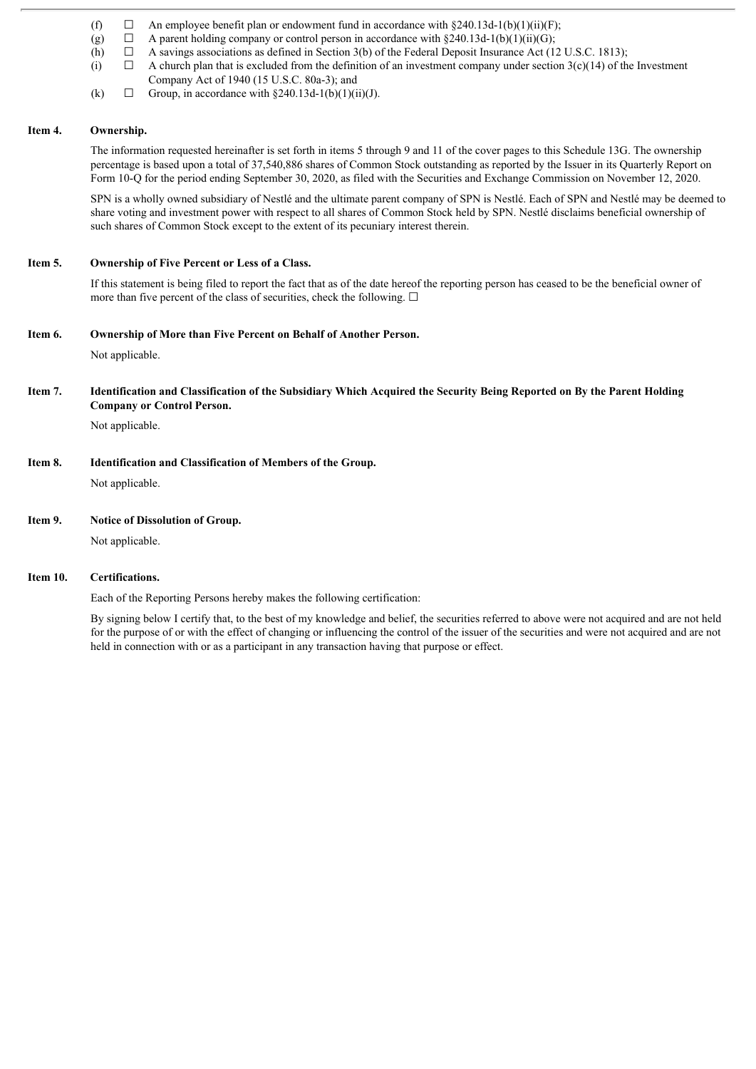(f) ☐ An employee benefit plan or endowment fund in accordance with §240.13d-1(b)(1)(ii)(F);

(g) ☐ A parent holding company or control person in accordance with §240.13d-1(b)(1)(ii)(G);

(h) ☐ A savings associations as defined in Section 3(b) of the Federal Deposit Insurance Act (12 U.S.C. 1813);

(i) ☐ A church plan that is excluded from the definition of an investment company under section 3(c)(14) of the Investment Company Act of 1940 (15 U.S.C. 80a-3); and

(k) ☐ Group, in accordance with §240.13d-1(b)(1)(ii)(J).

**Item 4. Ownership.**

The information requested hereinafter is set forth in items 5 through 9 and 11 of the cover pages to this Schedule 13G. The ownership percentage is based upon a total of 37,540,886 shares of Common Stock outstanding as reported by the Issuer in its Quarterly Report on Form 10-Q for the period ending September 30, 2020, as filed with the Securities and Exchange Commission on November 12, 2020.

SPN is a wholly owned subsidiary of Nestlé and the ultimate parent company of SPN is Nestlé. Each of SPN and Nestlé may be deemed to share voting and investment power with respect to all shares of Common Stock held by SPN. Nestlé disclaims beneficial ownership of such shares of Common Stock except to the extent of its pecuniary interest therein.

**Item 5. Ownership of Five Percent or Less of a Class.**

If this statement is being filed to report the fact that as of the date hereof the reporting person has ceased to be the beneficial owner of more than five percent of the class of securities, check the following. ☐

**Item 6. Ownership of More than Five Percent on Behalf of Another Person.**

Not applicable.

**Item 7. Identification and Classification of the Subsidiary Which Acquired the Security Being Reported on By the Parent Holding Company or Control Person.**

Not applicable.

**Item 8. Identification and Classification of Members of the Group.**

Not applicable.

**Item 9. Notice of Dissolution of Group.**

Not applicable.

**Item 10. Certifications.**

Each of the Reporting Persons hereby makes the following certification:

By signing below I certify that, to the best of my knowledge and belief, the securities referred to above were not acquired and are not held for the purpose of or with the effect of changing or influencing the control of the issuer of the securities and were not acquired and are not held in connection with or as a participant in any transaction having that purpose or effect.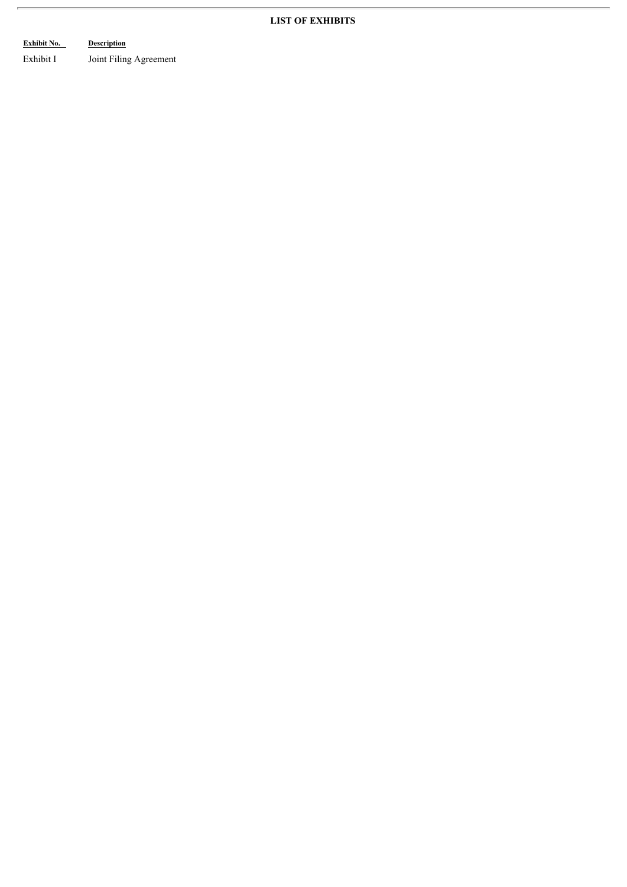## LIST OF EXHIBITS

| Exhibit No. | Description |
| --- | --- |
| Exhibit I | Joint Filing Agreement |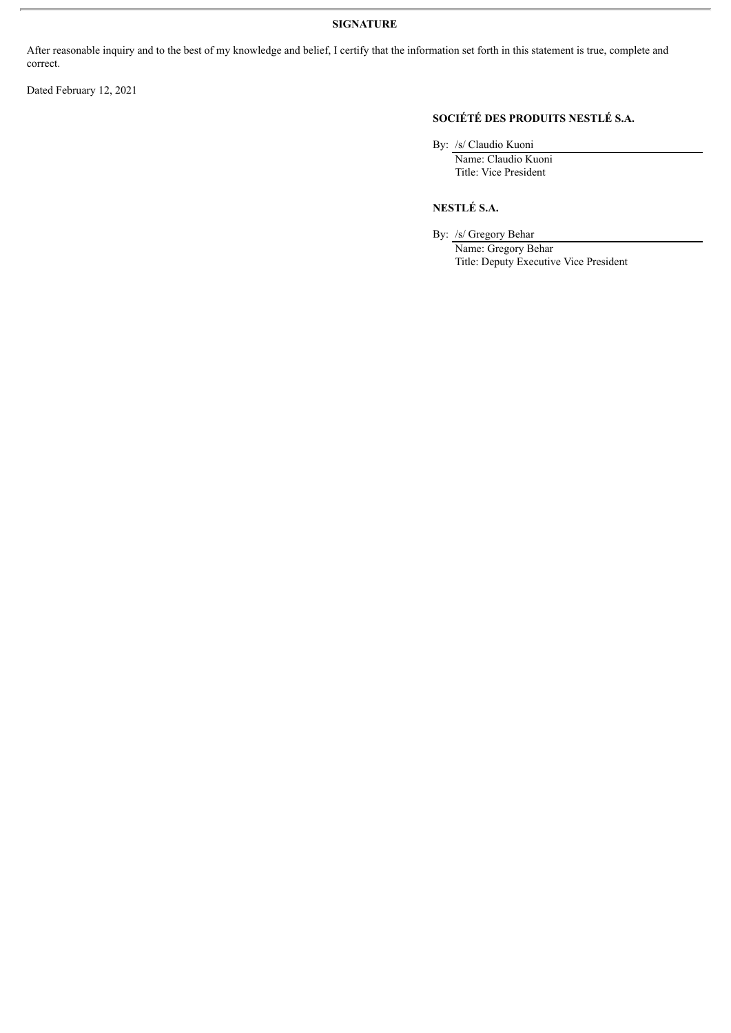## SIGNATURE

After reasonable inquiry and to the best of my knowledge and belief, I certify that the information set forth in this statement is true, complete and correct.

Dated February 12, 2021

**SOCIÉTÉ DES PRODUITS NESTLÉ S.A.**

By: /s/ Claudio Kuoni
Name: Claudio Kuoni
Title: Vice President

**NESTLÉ S.A.**

By: /s/ Gregory Behar
Name: Gregory Behar
Title: Deputy Executive Vice President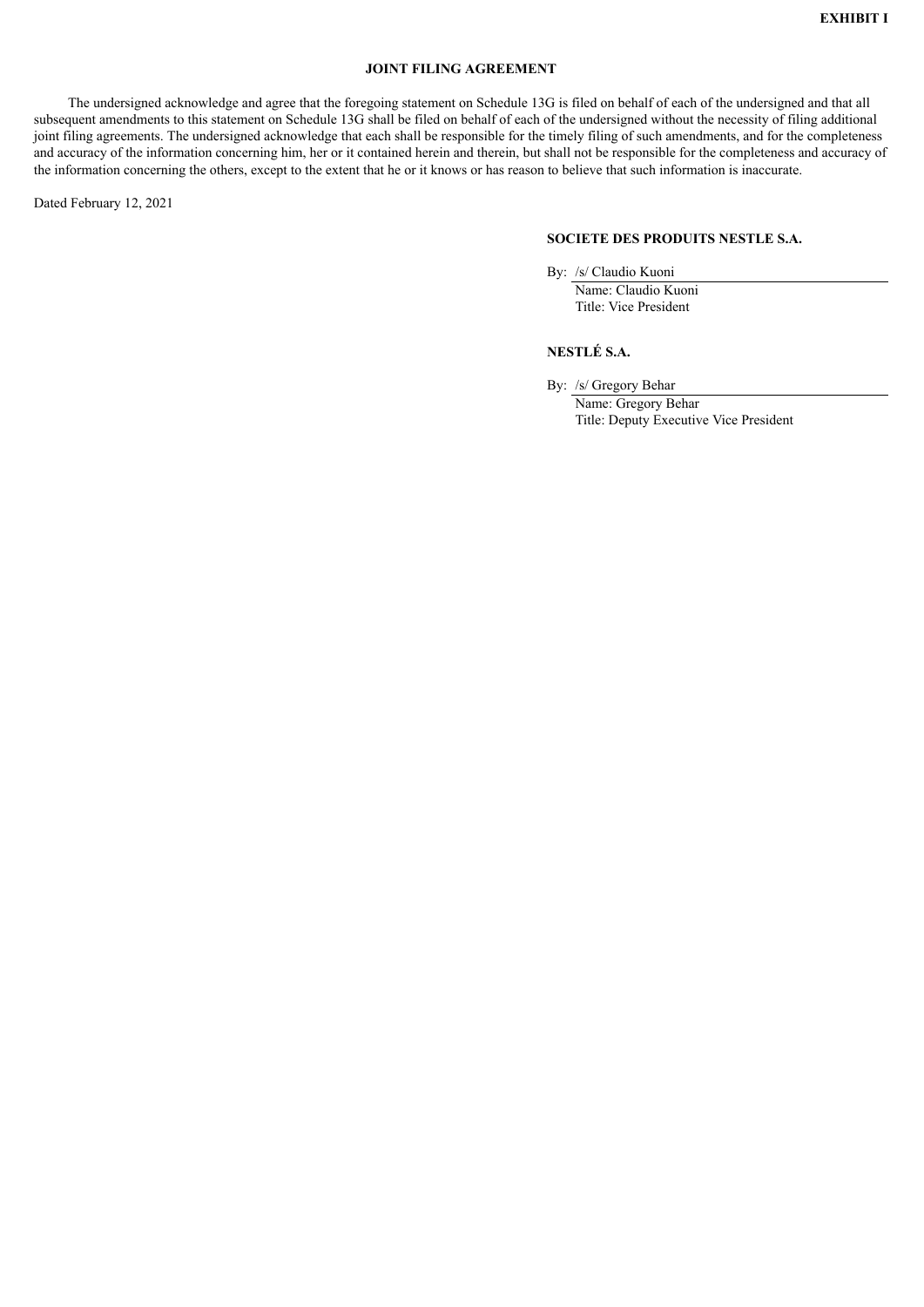**EXHIBIT I**

**JOINT FILING AGREEMENT**

The undersigned acknowledge and agree that the foregoing statement on Schedule 13G is filed on behalf of each of the undersigned and that all subsequent amendments to this statement on Schedule 13G shall be filed on behalf of each of the undersigned without the necessity of filing additional joint filing agreements. The undersigned acknowledge that each shall be responsible for the timely filing of such amendments, and for the completeness and accuracy of the information concerning him, her or it contained herein and therein, but shall not be responsible for the completeness and accuracy of the information concerning the others, except to the extent that he or it knows or has reason to believe that such information is inaccurate.

Dated February 12, 2021

**SOCIETE DES PRODUITS NESTLE S.A.**

By: /s/ Claudio Kuoni
Name: Claudio Kuoni
Title: Vice President

**NESTLÉ S.A.**

By: /s/ Gregory Behar
Name: Gregory Behar
Title: Deputy Executive Vice President